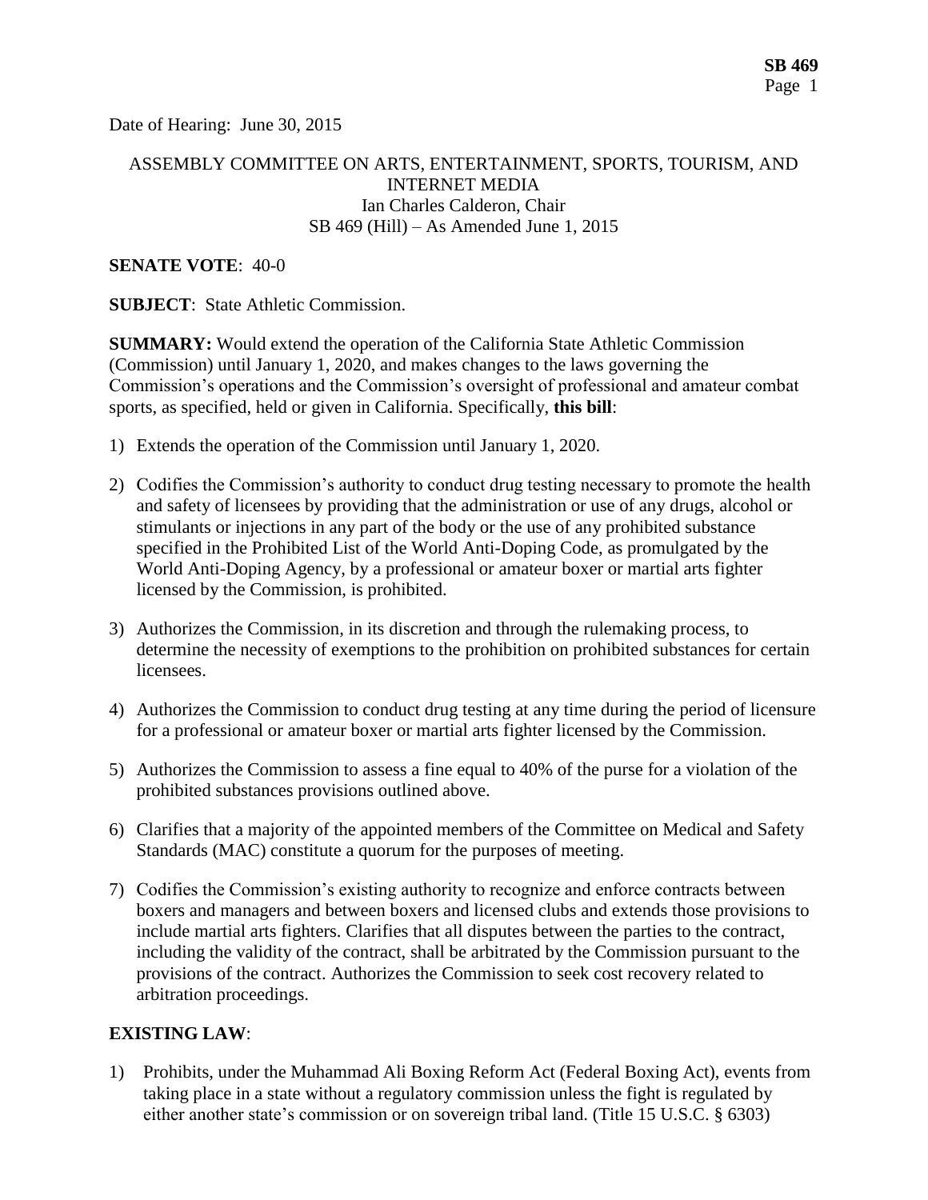Date of Hearing: June 30, 2015

ASSEMBLY COMMITTEE ON ARTS, ENTERTAINMENT, SPORTS, TOURISM, AND INTERNET MEDIA
Ian Charles Calderon, Chair
SB 469 (Hill) – As Amended June 1, 2015

**SENATE VOTE**: 40-0

**SUBJECT**: State Athletic Commission.

**SUMMARY:** Would extend the operation of the California State Athletic Commission (Commission) until January 1, 2020, and makes changes to the laws governing the Commission's operations and the Commission's oversight of professional and amateur combat sports, as specified, held or given in California. Specifically, **this bill**:

1) Extends the operation of the Commission until January 1, 2020.
2) Codifies the Commission's authority to conduct drug testing necessary to promote the health and safety of licensees by providing that the administration or use of any drugs, alcohol or stimulants or injections in any part of the body or the use of any prohibited substance specified in the Prohibited List of the World Anti-Doping Code, as promulgated by the World Anti-Doping Agency, by a professional or amateur boxer or martial arts fighter licensed by the Commission, is prohibited.
3) Authorizes the Commission, in its discretion and through the rulemaking process, to determine the necessity of exemptions to the prohibition on prohibited substances for certain licensees.
4) Authorizes the Commission to conduct drug testing at any time during the period of licensure for a professional or amateur boxer or martial arts fighter licensed by the Commission.
5) Authorizes the Commission to assess a fine equal to 40% of the purse for a violation of the prohibited substances provisions outlined above.
6) Clarifies that a majority of the appointed members of the Committee on Medical and Safety Standards (MAC) constitute a quorum for the purposes of meeting.
7) Codifies the Commission's existing authority to recognize and enforce contracts between boxers and managers and between boxers and licensed clubs and extends those provisions to include martial arts fighters. Clarifies that all disputes between the parties to the contract, including the validity of the contract, shall be arbitrated by the Commission pursuant to the provisions of the contract. Authorizes the Commission to seek cost recovery related to arbitration proceedings.

**EXISTING LAW**:

1) Prohibits, under the Muhammad Ali Boxing Reform Act (Federal Boxing Act), events from taking place in a state without a regulatory commission unless the fight is regulated by either another state's commission or on sovereign tribal land. (Title 15 U.S.C. § 6303)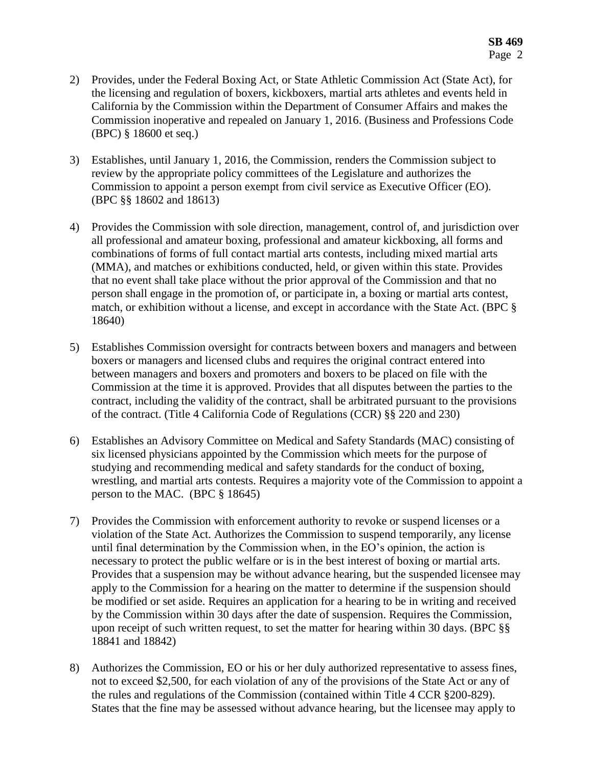2) Provides, under the Federal Boxing Act, or State Athletic Commission Act (State Act), for the licensing and regulation of boxers, kickboxers, martial arts athletes and events held in California by the Commission within the Department of Consumer Affairs and makes the Commission inoperative and repealed on January 1, 2016. (Business and Professions Code (BPC) § 18600 et seq.)

3) Establishes, until January 1, 2016, the Commission, renders the Commission subject to review by the appropriate policy committees of the Legislature and authorizes the Commission to appoint a person exempt from civil service as Executive Officer (EO). (BPC §§ 18602 and 18613)

4) Provides the Commission with sole direction, management, control of, and jurisdiction over all professional and amateur boxing, professional and amateur kickboxing, all forms and combinations of forms of full contact martial arts contests, including mixed martial arts (MMA), and matches or exhibitions conducted, held, or given within this state. Provides that no event shall take place without the prior approval of the Commission and that no person shall engage in the promotion of, or participate in, a boxing or martial arts contest, match, or exhibition without a license, and except in accordance with the State Act. (BPC § 18640)

5) Establishes Commission oversight for contracts between boxers and managers and between boxers or managers and licensed clubs and requires the original contract entered into between managers and boxers and promoters and boxers to be placed on file with the Commission at the time it is approved. Provides that all disputes between the parties to the contract, including the validity of the contract, shall be arbitrated pursuant to the provisions of the contract. (Title 4 California Code of Regulations (CCR) §§ 220 and 230)

6) Establishes an Advisory Committee on Medical and Safety Standards (MAC) consisting of six licensed physicians appointed by the Commission which meets for the purpose of studying and recommending medical and safety standards for the conduct of boxing, wrestling, and martial arts contests. Requires a majority vote of the Commission to appoint a person to the MAC. (BPC § 18645)

7) Provides the Commission with enforcement authority to revoke or suspend licenses or a violation of the State Act. Authorizes the Commission to suspend temporarily, any license until final determination by the Commission when, in the EO's opinion, the action is necessary to protect the public welfare or is in the best interest of boxing or martial arts. Provides that a suspension may be without advance hearing, but the suspended licensee may apply to the Commission for a hearing on the matter to determine if the suspension should be modified or set aside. Requires an application for a hearing to be in writing and received by the Commission within 30 days after the date of suspension. Requires the Commission, upon receipt of such written request, to set the matter for hearing within 30 days. (BPC §§ 18841 and 18842)

8) Authorizes the Commission, EO or his or her duly authorized representative to assess fines, not to exceed $2,500, for each violation of any of the provisions of the State Act or any of the rules and regulations of the Commission (contained within Title 4 CCR §200-829). States that the fine may be assessed without advance hearing, but the licensee may apply to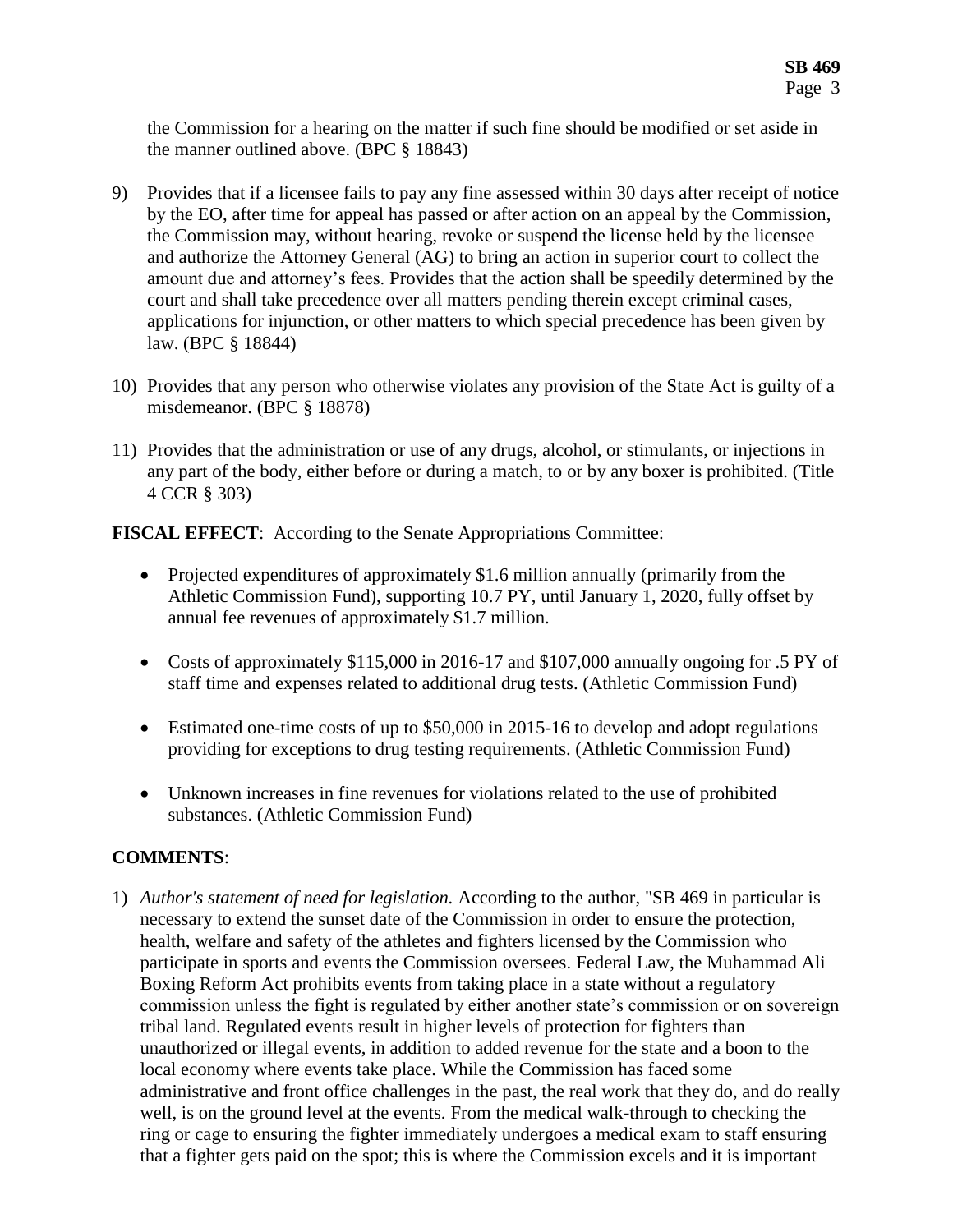the Commission for a hearing on the matter if such fine should be modified or set aside in the manner outlined above. (BPC § 18843)

9) Provides that if a licensee fails to pay any fine assessed within 30 days after receipt of notice by the EO, after time for appeal has passed or after action on an appeal by the Commission, the Commission may, without hearing, revoke or suspend the license held by the licensee and authorize the Attorney General (AG) to bring an action in superior court to collect the amount due and attorney's fees. Provides that the action shall be speedily determined by the court and shall take precedence over all matters pending therein except criminal cases, applications for injunction, or other matters to which special precedence has been given by law. (BPC § 18844)

10) Provides that any person who otherwise violates any provision of the State Act is guilty of a misdemeanor. (BPC § 18878)

11) Provides that the administration or use of any drugs, alcohol, or stimulants, or injections in any part of the body, either before or during a match, to or by any boxer is prohibited. (Title 4 CCR § 303)

**FISCAL EFFECT**: According to the Senate Appropriations Committee:

- Projected expenditures of approximately $1.6 million annually (primarily from the Athletic Commission Fund), supporting 10.7 PY, until January 1, 2020, fully offset by annual fee revenues of approximately $1.7 million.

- Costs of approximately $115,000 in 2016-17 and $107,000 annually ongoing for .5 PY of staff time and expenses related to additional drug tests. (Athletic Commission Fund)

- Estimated one-time costs of up to $50,000 in 2015-16 to develop and adopt regulations providing for exceptions to drug testing requirements. (Athletic Commission Fund)

- Unknown increases in fine revenues for violations related to the use of prohibited substances. (Athletic Commission Fund)

**COMMENTS**:

1) *Author's statement of need for legislation.* According to the author, "SB 469 in particular is necessary to extend the sunset date of the Commission in order to ensure the protection, health, welfare and safety of the athletes and fighters licensed by the Commission who participate in sports and events the Commission oversees. Federal Law, the Muhammad Ali Boxing Reform Act prohibits events from taking place in a state without a regulatory commission unless the fight is regulated by either another state's commission or on sovereign tribal land. Regulated events result in higher levels of protection for fighters than unauthorized or illegal events, in addition to added revenue for the state and a boon to the local economy where events take place. While the Commission has faced some administrative and front office challenges in the past, the real work that they do, and do really well, is on the ground level at the events. From the medical walk-through to checking the ring or cage to ensuring the fighter immediately undergoes a medical exam to staff ensuring that a fighter gets paid on the spot; this is where the Commission excels and it is important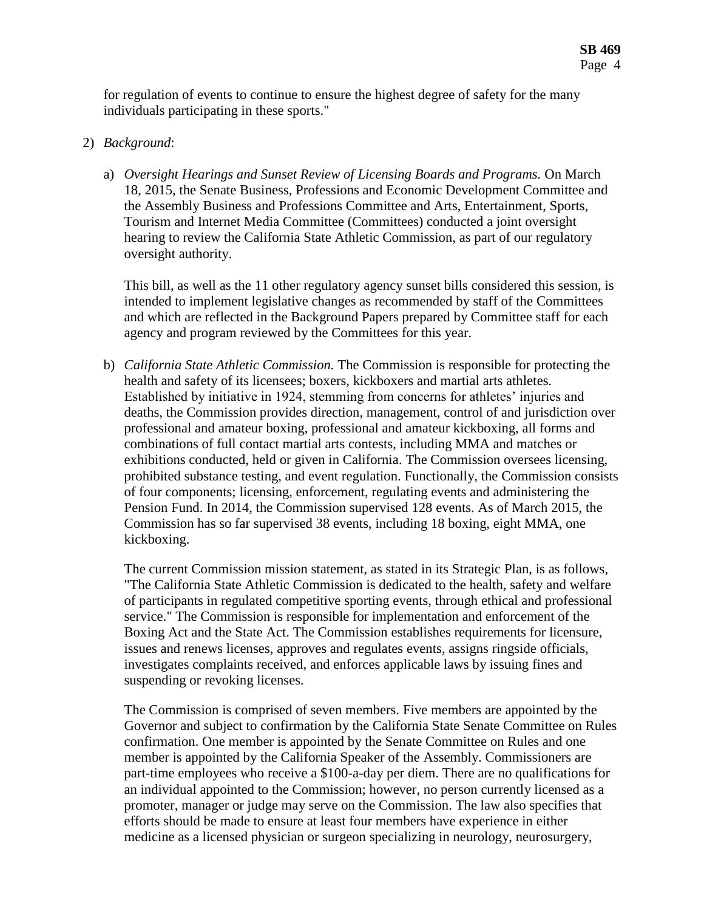for regulation of events to continue to ensure the highest degree of safety for the many individuals participating in these sports."

2) *Background*:

   a) *Oversight Hearings and Sunset Review of Licensing Boards and Programs.* On March 18, 2015, the Senate Business, Professions and Economic Development Committee and the Assembly Business and Professions Committee and Arts, Entertainment, Sports, Tourism and Internet Media Committee (Committees) conducted a joint oversight hearing to review the California State Athletic Commission, as part of our regulatory oversight authority.

      This bill, as well as the 11 other regulatory agency sunset bills considered this session, is intended to implement legislative changes as recommended by staff of the Committees and which are reflected in the Background Papers prepared by Committee staff for each agency and program reviewed by the Committees for this year.

   b) *California State Athletic Commission.* The Commission is responsible for protecting the health and safety of its licensees; boxers, kickboxers and martial arts athletes. Established by initiative in 1924, stemming from concerns for athletes' injuries and deaths, the Commission provides direction, management, control of and jurisdiction over professional and amateur boxing, professional and amateur kickboxing, all forms and combinations of full contact martial arts contests, including MMA and matches or exhibitions conducted, held or given in California. The Commission oversees licensing, prohibited substance testing, and event regulation. Functionally, the Commission consists of four components; licensing, enforcement, regulating events and administering the Pension Fund. In 2014, the Commission supervised 128 events. As of March 2015, the Commission has so far supervised 38 events, including 18 boxing, eight MMA, one kickboxing.

      The current Commission mission statement, as stated in its Strategic Plan, is as follows, "The California State Athletic Commission is dedicated to the health, safety and welfare of participants in regulated competitive sporting events, through ethical and professional service." The Commission is responsible for implementation and enforcement of the Boxing Act and the State Act. The Commission establishes requirements for licensure, issues and renews licenses, approves and regulates events, assigns ringside officials, investigates complaints received, and enforces applicable laws by issuing fines and suspending or revoking licenses.

      The Commission is comprised of seven members. Five members are appointed by the Governor and subject to confirmation by the California State Senate Committee on Rules confirmation. One member is appointed by the Senate Committee on Rules and one member is appointed by the California Speaker of the Assembly. Commissioners are part-time employees who receive a $100-a-day per diem. There are no qualifications for an individual appointed to the Commission; however, no person currently licensed as a promoter, manager or judge may serve on the Commission. The law also specifies that efforts should be made to ensure at least four members have experience in either medicine as a licensed physician or surgeon specializing in neurology, neurosurgery,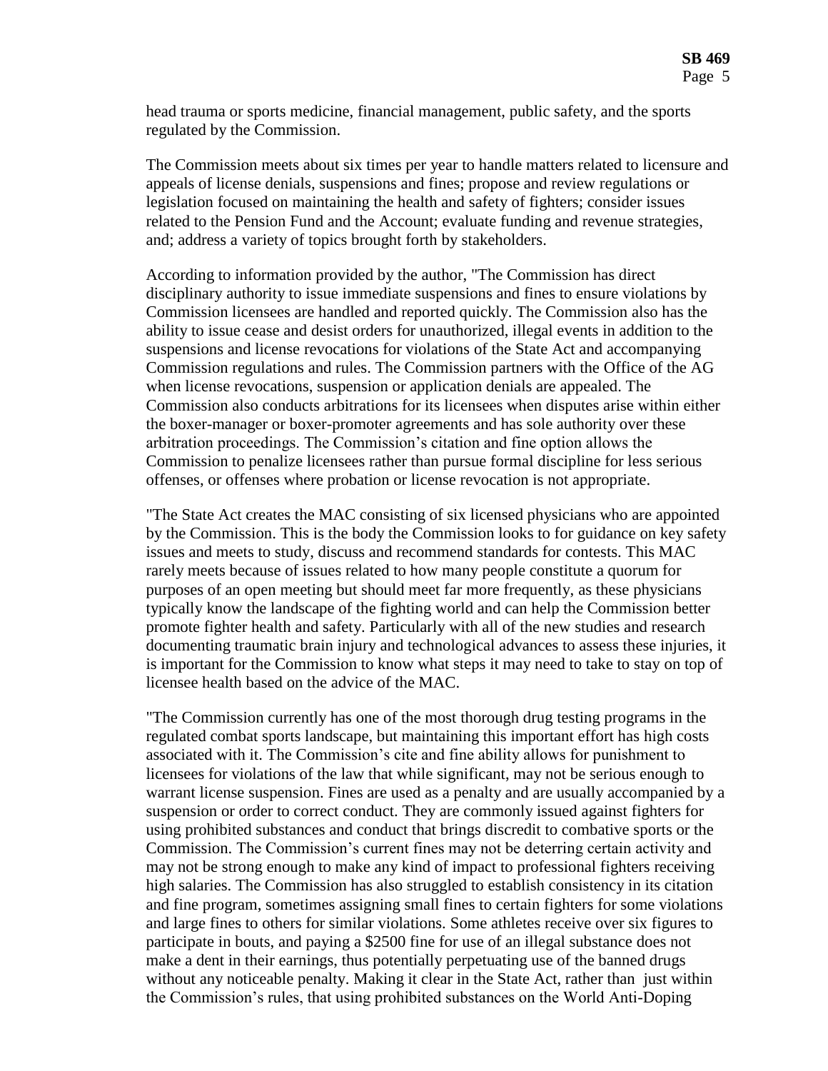head trauma or sports medicine, financial management, public safety, and the sports regulated by the Commission.

The Commission meets about six times per year to handle matters related to licensure and appeals of license denials, suspensions and fines; propose and review regulations or legislation focused on maintaining the health and safety of fighters; consider issues related to the Pension Fund and the Account; evaluate funding and revenue strategies, and; address a variety of topics brought forth by stakeholders.

According to information provided by the author, "The Commission has direct disciplinary authority to issue immediate suspensions and fines to ensure violations by Commission licensees are handled and reported quickly. The Commission also has the ability to issue cease and desist orders for unauthorized, illegal events in addition to the suspensions and license revocations for violations of the State Act and accompanying Commission regulations and rules. The Commission partners with the Office of the AG when license revocations, suspension or application denials are appealed. The Commission also conducts arbitrations for its licensees when disputes arise within either the boxer-manager or boxer-promoter agreements and has sole authority over these arbitration proceedings. The Commission's citation and fine option allows the Commission to penalize licensees rather than pursue formal discipline for less serious offenses, or offenses where probation or license revocation is not appropriate.

"The State Act creates the MAC consisting of six licensed physicians who are appointed by the Commission. This is the body the Commission looks to for guidance on key safety issues and meets to study, discuss and recommend standards for contests. This MAC rarely meets because of issues related to how many people constitute a quorum for purposes of an open meeting but should meet far more frequently, as these physicians typically know the landscape of the fighting world and can help the Commission better promote fighter health and safety. Particularly with all of the new studies and research documenting traumatic brain injury and technological advances to assess these injuries, it is important for the Commission to know what steps it may need to take to stay on top of licensee health based on the advice of the MAC.

"The Commission currently has one of the most thorough drug testing programs in the regulated combat sports landscape, but maintaining this important effort has high costs associated with it. The Commission's cite and fine ability allows for punishment to licensees for violations of the law that while significant, may not be serious enough to warrant license suspension. Fines are used as a penalty and are usually accompanied by a suspension or order to correct conduct. They are commonly issued against fighters for using prohibited substances and conduct that brings discredit to combative sports or the Commission. The Commission's current fines may not be deterring certain activity and may not be strong enough to make any kind of impact to professional fighters receiving high salaries. The Commission has also struggled to establish consistency in its citation and fine program, sometimes assigning small fines to certain fighters for some violations and large fines to others for similar violations. Some athletes receive over six figures to participate in bouts, and paying a $2500 fine for use of an illegal substance does not make a dent in their earnings, thus potentially perpetuating use of the banned drugs without any noticeable penalty. Making it clear in the State Act, rather than just within the Commission's rules, that using prohibited substances on the World Anti-Doping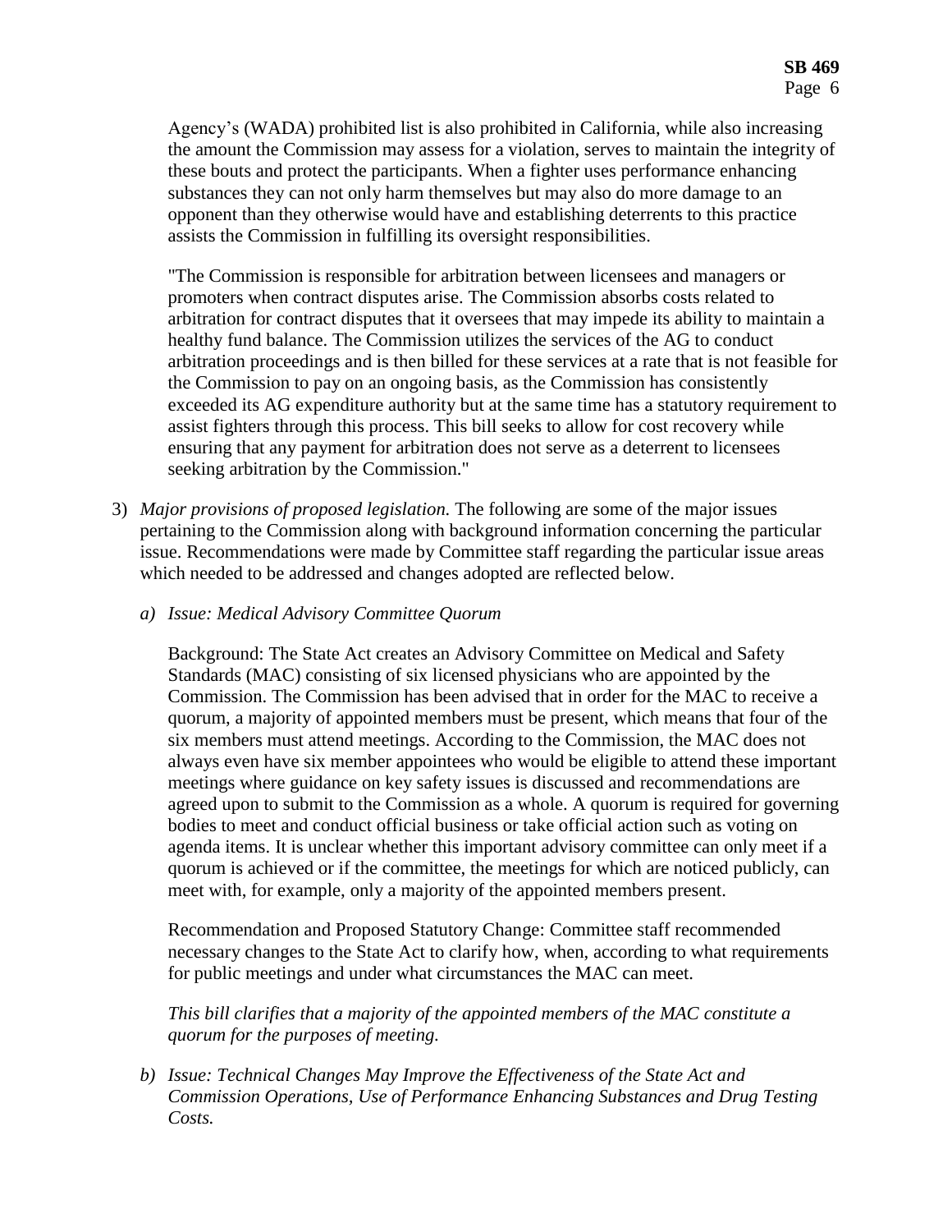Agency's (WADA) prohibited list is also prohibited in California, while also increasing the amount the Commission may assess for a violation, serves to maintain the integrity of these bouts and protect the participants. When a fighter uses performance enhancing substances they can not only harm themselves but may also do more damage to an opponent than they otherwise would have and establishing deterrents to this practice assists the Commission in fulfilling its oversight responsibilities.

"The Commission is responsible for arbitration between licensees and managers or promoters when contract disputes arise. The Commission absorbs costs related to arbitration for contract disputes that it oversees that may impede its ability to maintain a healthy fund balance. The Commission utilizes the services of the AG to conduct arbitration proceedings and is then billed for these services at a rate that is not feasible for the Commission to pay on an ongoing basis, as the Commission has consistently exceeded its AG expenditure authority but at the same time has a statutory requirement to assist fighters through this process. This bill seeks to allow for cost recovery while ensuring that any payment for arbitration does not serve as a deterrent to licensees seeking arbitration by the Commission."

3) *Major provisions of proposed legislation.* The following are some of the major issues pertaining to the Commission along with background information concerning the particular issue. Recommendations were made by Committee staff regarding the particular issue areas which needed to be addressed and changes adopted are reflected below.

   a) *Issue: Medical Advisory Committee Quorum*

   Background: The State Act creates an Advisory Committee on Medical and Safety Standards (MAC) consisting of six licensed physicians who are appointed by the Commission. The Commission has been advised that in order for the MAC to receive a quorum, a majority of appointed members must be present, which means that four of the six members must attend meetings. According to the Commission, the MAC does not always even have six member appointees who would be eligible to attend these important meetings where guidance on key safety issues is discussed and recommendations are agreed upon to submit to the Commission as a whole. A quorum is required for governing bodies to meet and conduct official business or take official action such as voting on agenda items. It is unclear whether this important advisory committee can only meet if a quorum is achieved or if the committee, the meetings for which are noticed publicly, can meet with, for example, only a majority of the appointed members present.

   Recommendation and Proposed Statutory Change: Committee staff recommended necessary changes to the State Act to clarify how, when, according to what requirements for public meetings and under what circumstances the MAC can meet.

   *This bill clarifies that a majority of the appointed members of the MAC constitute a quorum for the purposes of meeting.*

   b) *Issue: Technical Changes May Improve the Effectiveness of the State Act and Commission Operations, Use of Performance Enhancing Substances and Drug Testing Costs.*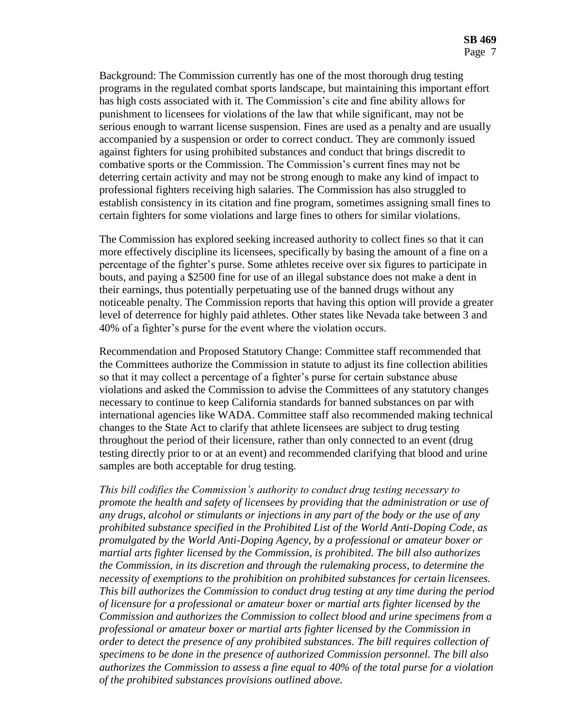Background: The Commission currently has one of the most thorough drug testing programs in the regulated combat sports landscape, but maintaining this important effort has high costs associated with it. The Commission's cite and fine ability allows for punishment to licensees for violations of the law that while significant, may not be serious enough to warrant license suspension. Fines are used as a penalty and are usually accompanied by a suspension or order to correct conduct. They are commonly issued against fighters for using prohibited substances and conduct that brings discredit to combative sports or the Commission. The Commission's current fines may not be deterring certain activity and may not be strong enough to make any kind of impact to professional fighters receiving high salaries. The Commission has also struggled to establish consistency in its citation and fine program, sometimes assigning small fines to certain fighters for some violations and large fines to others for similar violations.

The Commission has explored seeking increased authority to collect fines so that it can more effectively discipline its licensees, specifically by basing the amount of a fine on a percentage of the fighter's purse. Some athletes receive over six figures to participate in bouts, and paying a $2500 fine for use of an illegal substance does not make a dent in their earnings, thus potentially perpetuating use of the banned drugs without any noticeable penalty. The Commission reports that having this option will provide a greater level of deterrence for highly paid athletes. Other states like Nevada take between 3 and 40% of a fighter's purse for the event where the violation occurs.

Recommendation and Proposed Statutory Change: Committee staff recommended that the Committees authorize the Commission in statute to adjust its fine collection abilities so that it may collect a percentage of a fighter's purse for certain substance abuse violations and asked the Commission to advise the Committees of any statutory changes necessary to continue to keep California standards for banned substances on par with international agencies like WADA. Committee staff also recommended making technical changes to the State Act to clarify that athlete licensees are subject to drug testing throughout the period of their licensure, rather than only connected to an event (drug testing directly prior to or at an event) and recommended clarifying that blood and urine samples are both acceptable for drug testing.

*This bill codifies the Commission's authority to conduct drug testing necessary to promote the health and safety of licensees by providing that the administration or use of any drugs, alcohol or stimulants or injections in any part of the body or the use of any prohibited substance specified in the Prohibited List of the World Anti-Doping Code, as promulgated by the World Anti-Doping Agency, by a professional or amateur boxer or martial arts fighter licensed by the Commission, is prohibited. The bill also authorizes the Commission, in its discretion and through the rulemaking process, to determine the necessity of exemptions to the prohibition on prohibited substances for certain licensees. This bill authorizes the Commission to conduct drug testing at any time during the period of licensure for a professional or amateur boxer or martial arts fighter licensed by the Commission and authorizes the Commission to collect blood and urine specimens from a professional or amateur boxer or martial arts fighter licensed by the Commission in order to detect the presence of any prohibited substances. The bill requires collection of specimens to be done in the presence of authorized Commission personnel. The bill also authorizes the Commission to assess a fine equal to 40% of the total purse for a violation of the prohibited substances provisions outlined above.*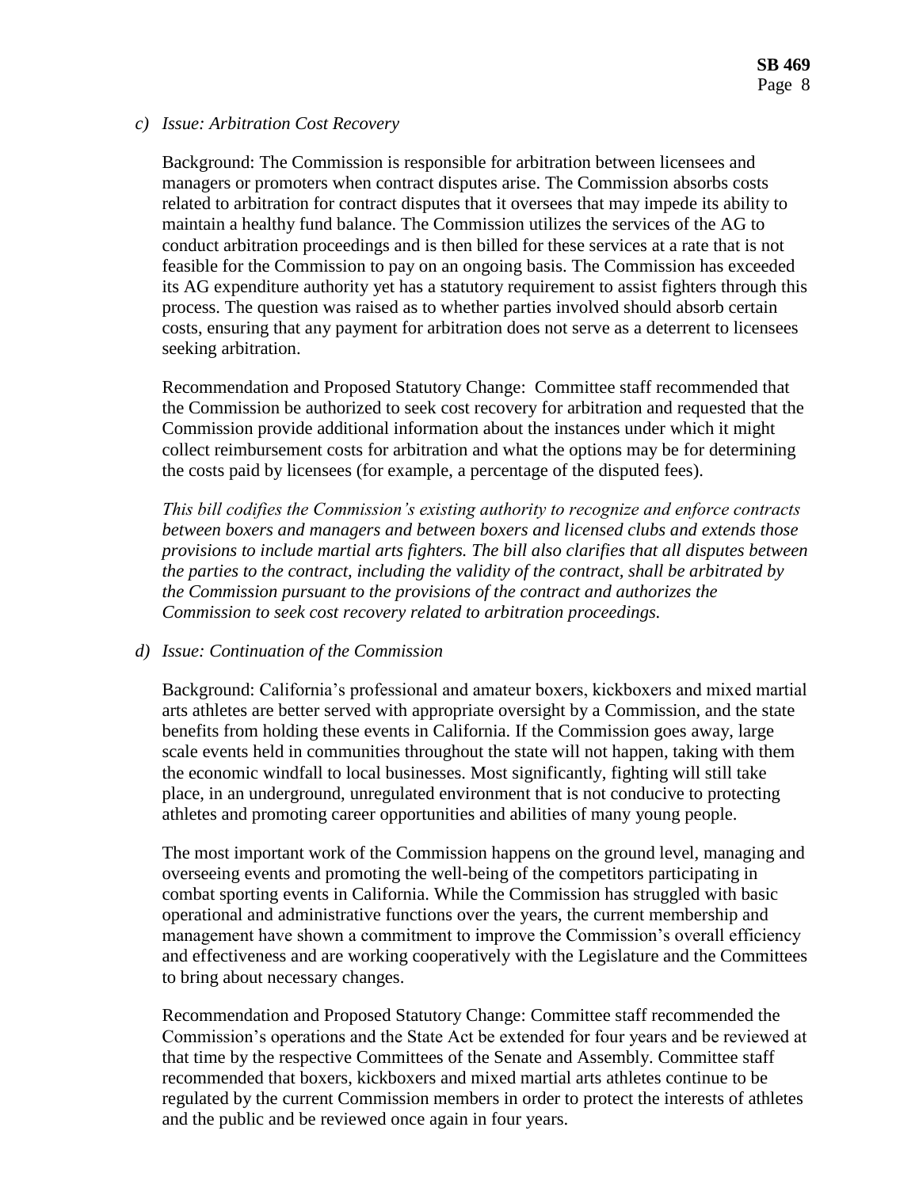*c) Issue: Arbitration Cost Recovery*

Background: The Commission is responsible for arbitration between licensees and managers or promoters when contract disputes arise. The Commission absorbs costs related to arbitration for contract disputes that it oversees that may impede its ability to maintain a healthy fund balance. The Commission utilizes the services of the AG to conduct arbitration proceedings and is then billed for these services at a rate that is not feasible for the Commission to pay on an ongoing basis. The Commission has exceeded its AG expenditure authority yet has a statutory requirement to assist fighters through this process. The question was raised as to whether parties involved should absorb certain costs, ensuring that any payment for arbitration does not serve as a deterrent to licensees seeking arbitration.

Recommendation and Proposed Statutory Change: Committee staff recommended that the Commission be authorized to seek cost recovery for arbitration and requested that the Commission provide additional information about the instances under which it might collect reimbursement costs for arbitration and what the options may be for determining the costs paid by licensees (for example, a percentage of the disputed fees).

*This bill codifies the Commission's existing authority to recognize and enforce contracts between boxers and managers and between boxers and licensed clubs and extends those provisions to include martial arts fighters. The bill also clarifies that all disputes between the parties to the contract, including the validity of the contract, shall be arbitrated by the Commission pursuant to the provisions of the contract and authorizes the Commission to seek cost recovery related to arbitration proceedings.*

*d) Issue: Continuation of the Commission*

Background: California's professional and amateur boxers, kickboxers and mixed martial arts athletes are better served with appropriate oversight by a Commission, and the state benefits from holding these events in California. If the Commission goes away, large scale events held in communities throughout the state will not happen, taking with them the economic windfall to local businesses. Most significantly, fighting will still take place, in an underground, unregulated environment that is not conducive to protecting athletes and promoting career opportunities and abilities of many young people.

The most important work of the Commission happens on the ground level, managing and overseeing events and promoting the well-being of the competitors participating in combat sporting events in California. While the Commission has struggled with basic operational and administrative functions over the years, the current membership and management have shown a commitment to improve the Commission's overall efficiency and effectiveness and are working cooperatively with the Legislature and the Committees to bring about necessary changes.

Recommendation and Proposed Statutory Change: Committee staff recommended the Commission's operations and the State Act be extended for four years and be reviewed at that time by the respective Committees of the Senate and Assembly. Committee staff recommended that boxers, kickboxers and mixed martial arts athletes continue to be regulated by the current Commission members in order to protect the interests of athletes and the public and be reviewed once again in four years.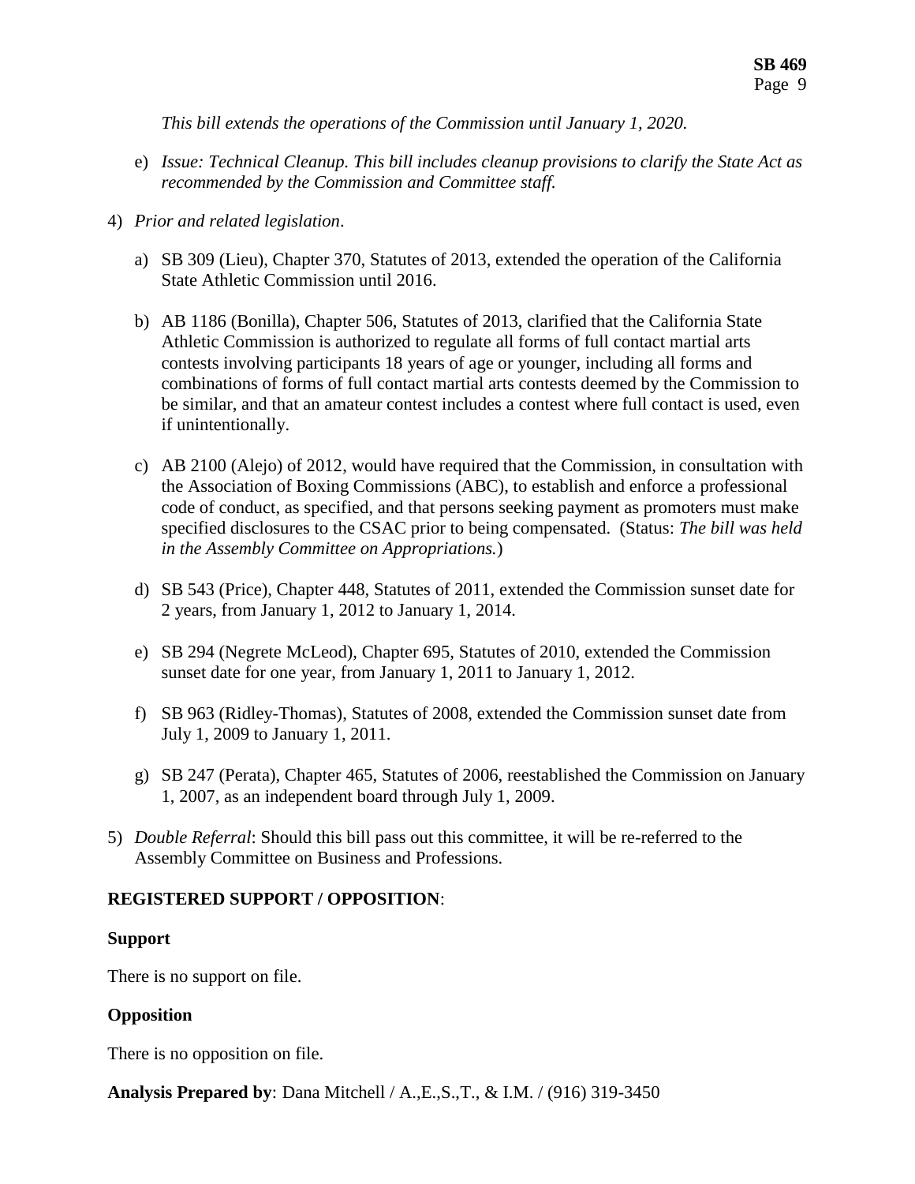*This bill extends the operations of the Commission until January 1, 2020.*

e) *Issue: Technical Cleanup. This bill includes cleanup provisions to clarify the State Act as recommended by the Commission and Committee staff.*

4) *Prior and related legislation*.

   a) SB 309 (Lieu), Chapter 370, Statutes of 2013, extended the operation of the California State Athletic Commission until 2016.

   b) AB 1186 (Bonilla), Chapter 506, Statutes of 2013, clarified that the California State Athletic Commission is authorized to regulate all forms of full contact martial arts contests involving participants 18 years of age or younger, including all forms and combinations of forms of full contact martial arts contests deemed by the Commission to be similar, and that an amateur contest includes a contest where full contact is used, even if unintentionally.

   c) AB 2100 (Alejo) of 2012, would have required that the Commission, in consultation with the Association of Boxing Commissions (ABC), to establish and enforce a professional code of conduct, as specified, and that persons seeking payment as promoters must make specified disclosures to the CSAC prior to being compensated. (Status: *The bill was held in the Assembly Committee on Appropriations.*)

   d) SB 543 (Price), Chapter 448, Statutes of 2011, extended the Commission sunset date for 2 years, from January 1, 2012 to January 1, 2014.

   e) SB 294 (Negrete McLeod), Chapter 695, Statutes of 2010, extended the Commission sunset date for one year, from January 1, 2011 to January 1, 2012.

   f) SB 963 (Ridley-Thomas), Statutes of 2008, extended the Commission sunset date from July 1, 2009 to January 1, 2011.

   g) SB 247 (Perata), Chapter 465, Statutes of 2006, reestablished the Commission on January 1, 2007, as an independent board through July 1, 2009.

5) *Double Referral*: Should this bill pass out this committee, it will be re-referred to the Assembly Committee on Business and Professions.

**REGISTERED SUPPORT / OPPOSITION**:

**Support**

There is no support on file.

**Opposition**

There is no opposition on file.

**Analysis Prepared by**: Dana Mitchell / A.,E.,S.,T., & I.M. / (916) 319-3450